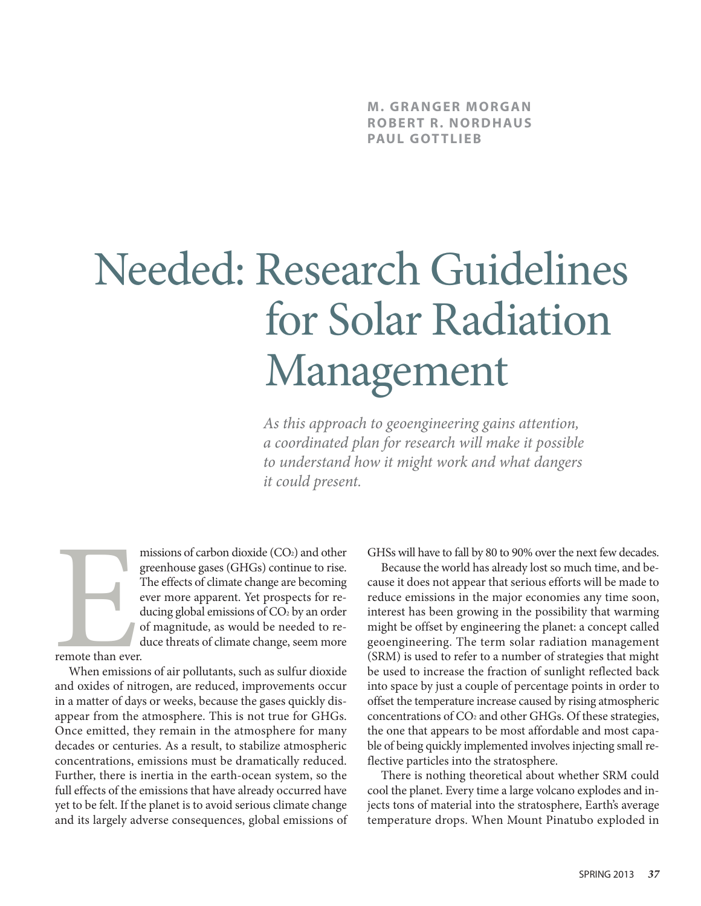**M. GRANGER MORGAN**
**ROBERT R. NORDHAUS**
**PAUL GOTTLIEB**

# Needed: Research Guidelines for Solar Radiation Management

*As this approach to geoengineering gains attention, a coordinated plan for research will make it possible to understand how it might work and what dangers it could present.*

Emissions of carbon dioxide ($CO_2$) and other greenhouse gases (GHGs) continue to rise. The effects of climate change are becoming ever more apparent. Yet prospects for reducing global emissions of $CO_2$ by an order of magnitude, as would be needed to reduce threats of climate change, seem more remote than ever.

When emissions of air pollutants, such as sulfur dioxide and oxides of nitrogen, are reduced, improvements occur in a matter of days or weeks, because the gases quickly disappear from the atmosphere. This is not true for GHGs. Once emitted, they remain in the atmosphere for many decades or centuries. As a result, to stabilize atmospheric concentrations, emissions must be dramatically reduced. Further, there is inertia in the earth-ocean system, so the full effects of the emissions that have already occurred have yet to be felt. If the planet is to avoid serious climate change and its largely adverse consequences, global emissions of GHSs will have to fall by 80 to 90% over the next few decades.

Because the world has already lost so much time, and because it does not appear that serious efforts will be made to reduce emissions in the major economies any time soon, interest has been growing in the possibility that warming might be offset by engineering the planet: a concept called geoengineering. The term solar radiation management (SRM) is used to refer to a number of strategies that might be used to increase the fraction of sunlight reflected back into space by just a couple of percentage points in order to offset the temperature increase caused by rising atmospheric concentrations of $CO_2$ and other GHGs. Of these strategies, the one that appears to be most affordable and most capable of being quickly implemented involves injecting small reflective particles into the stratosphere.

There is nothing theoretical about whether SRM could cool the planet. Every time a large volcano explodes and injects tons of material into the stratosphere, Earth's average temperature drops. When Mount Pinatubo exploded in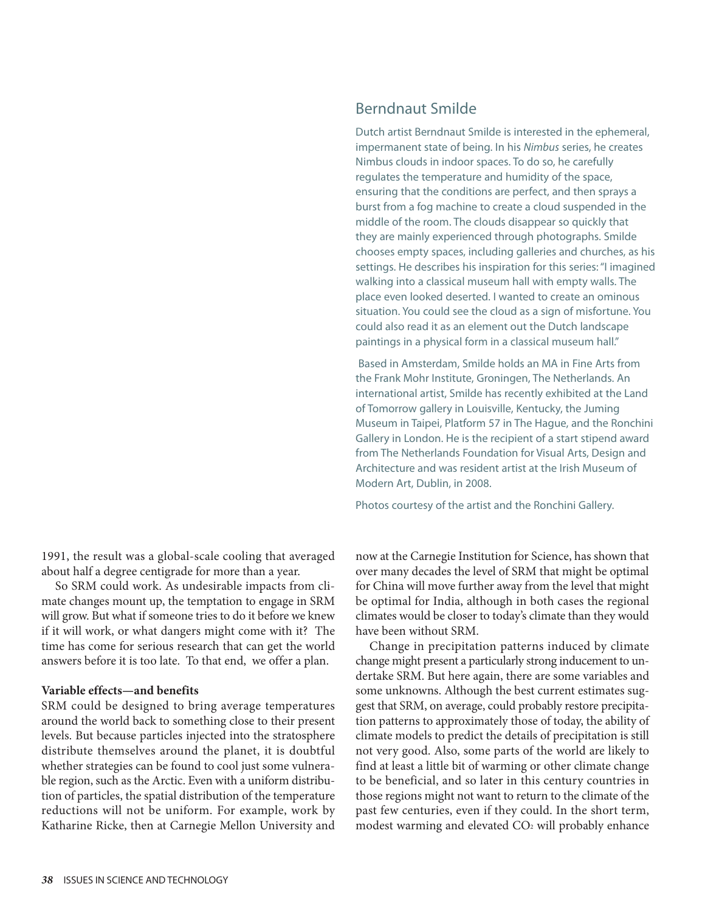## Berndnaut Smilde

Dutch artist Berndnaut Smilde is interested in the ephemeral, impermanent state of being. In his *Nimbus* series, he creates Nimbus clouds in indoor spaces. To do so, he carefully regulates the temperature and humidity of the space, ensuring that the conditions are perfect, and then sprays a burst from a fog machine to create a cloud suspended in the middle of the room. The clouds disappear so quickly that they are mainly experienced through photographs. Smilde chooses empty spaces, including galleries and churches, as his settings. He describes his inspiration for this series: "I imagined walking into a classical museum hall with empty walls. The place even looked deserted. I wanted to create an ominous situation. You could see the cloud as a sign of misfortune. You could also read it as an element out the Dutch landscape paintings in a physical form in a classical museum hall."

Based in Amsterdam, Smilde holds an MA in Fine Arts from the Frank Mohr Institute, Groningen, The Netherlands. An international artist, Smilde has recently exhibited at the Land of Tomorrow gallery in Louisville, Kentucky, the Juming Museum in Taipei, Platform 57 in The Hague, and the Ronchini Gallery in London. He is the recipient of a start stipend award from The Netherlands Foundation for Visual Arts, Design and Architecture and was resident artist at the Irish Museum of Modern Art, Dublin, in 2008.

Photos courtesy of the artist and the Ronchini Gallery.

1991, the result was a global-scale cooling that averaged about half a degree centigrade for more than a year.

So SRM could work. As undesirable impacts from climate changes mount up, the temptation to engage in SRM will grow. But what if someone tries to do it before we knew if it will work, or what dangers might come with it? The time has come for serious research that can get the world answers before it is too late. To that end, we offer a plan.

**Variable effects—and benefits**

SRM could be designed to bring average temperatures around the world back to something close to their present levels. But because particles injected into the stratosphere distribute themselves around the planet, it is doubtful whether strategies can be found to cool just some vulnerable region, such as the Arctic. Even with a uniform distribution of particles, the spatial distribution of the temperature reductions will not be uniform. For example, work by Katharine Ricke, then at Carnegie Mellon University and now at the Carnegie Institution for Science, has shown that over many decades the level of SRM that might be optimal for China will move further away from the level that might be optimal for India, although in both cases the regional climates would be closer to today's climate than they would have been without SRM.

Change in precipitation patterns induced by climate change might present a particularly strong inducement to undertake SRM. But here again, there are some variables and some unknowns. Although the best current estimates suggest that SRM, on average, could probably restore precipitation patterns to approximately those of today, the ability of climate models to predict the details of precipitation is still not very good. Also, some parts of the world are likely to find at least a little bit of warming or other climate change to be beneficial, and so later in this century countries in those regions might not want to return to the climate of the past few centuries, even if they could. In the short term, modest warming and elevated $CO_2$ will probably enhance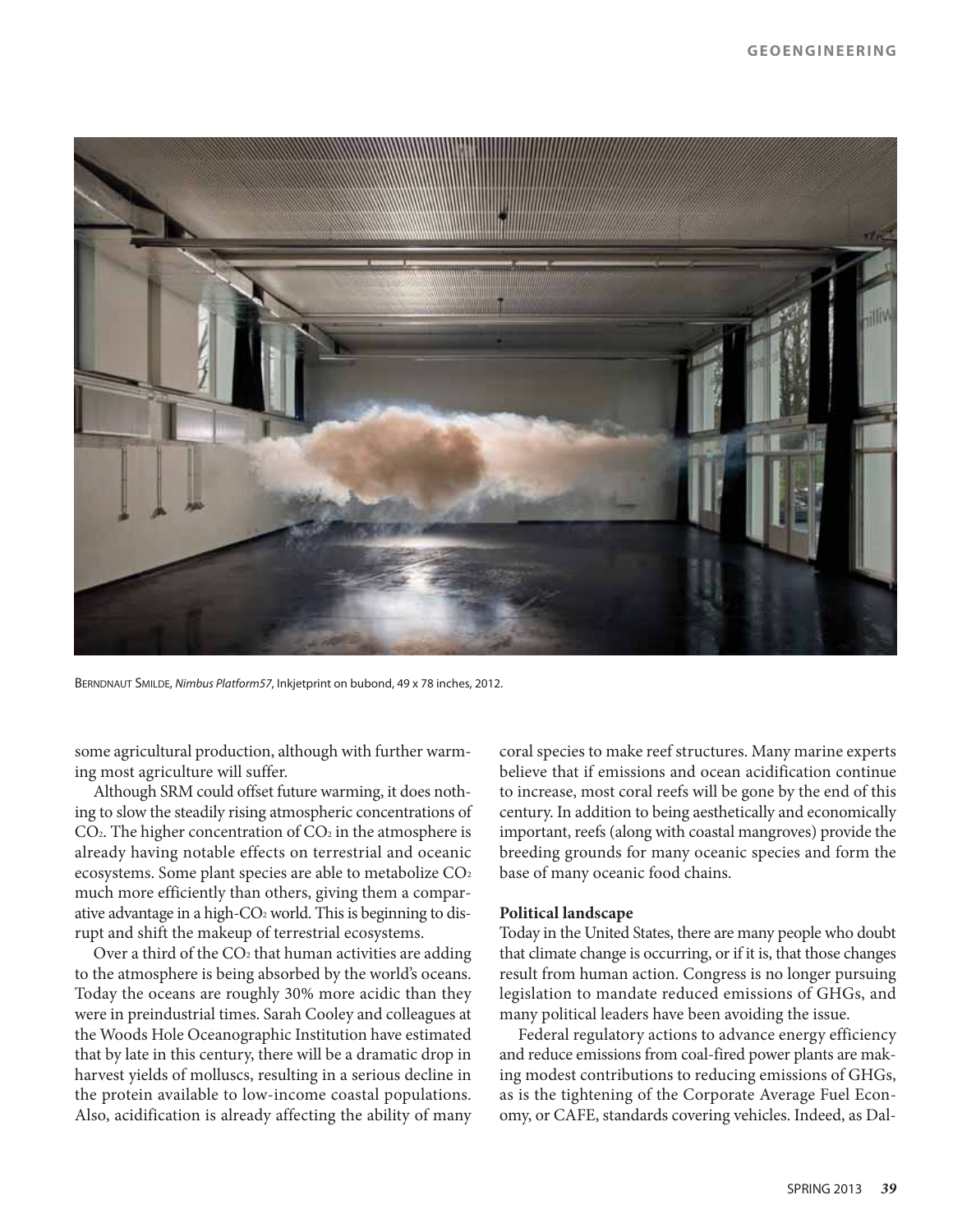BERNDNAUT SMILDE, *Nimbus Platform57*, Inkjetprint on bubond, 49 x 78 inches, 2012.

some agricultural production, although with further warming most agriculture will suffer.

Although SRM could offset future warming, it does nothing to slow the steadily rising atmospheric concentrations of $CO_2$. The higher concentration of $CO_2$ in the atmosphere is already having notable effects on terrestrial and oceanic ecosystems. Some plant species are able to metabolize $CO_2$ much more efficiently than others, giving them a comparative advantage in a high-$CO_2$ world. This is beginning to disrupt and shift the makeup of terrestrial ecosystems.

Over a third of the $CO_2$ that human activities are adding to the atmosphere is being absorbed by the world's oceans. Today the oceans are roughly 30% more acidic than they were in preindustrial times. Sarah Cooley and colleagues at the Woods Hole Oceanographic Institution have estimated that by late in this century, there will be a dramatic drop in harvest yields of molluscs, resulting in a serious decline in the protein available to low-income coastal populations. Also, acidification is already affecting the ability of many coral species to make reef structures. Many marine experts believe that if emissions and ocean acidification continue to increase, most coral reefs will be gone by the end of this century. In addition to being aesthetically and economically important, reefs (along with coastal mangroves) provide the breeding grounds for many oceanic species and form the base of many oceanic food chains.

**Political landscape**

Today in the United States, there are many people who doubt that climate change is occurring, or if it is, that those changes result from human action. Congress is no longer pursuing legislation to mandate reduced emissions of GHGs, and many political leaders have been avoiding the issue.

Federal regulatory actions to advance energy efficiency and reduce emissions from coal-fired power plants are making modest contributions to reducing emissions of GHGs, as is the tightening of the Corporate Average Fuel Economy, or CAFE, standards covering vehicles. Indeed, as Dal-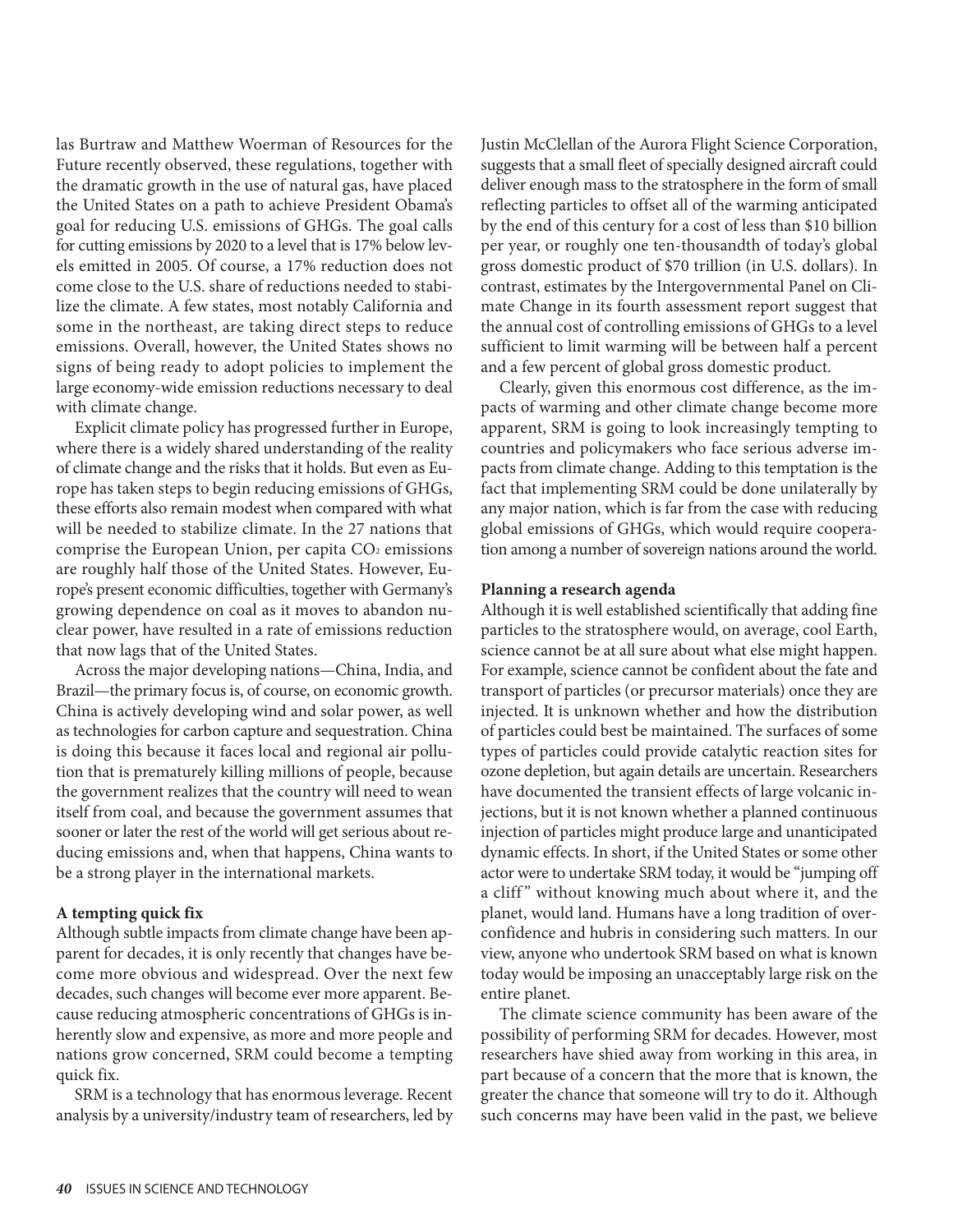las Burtraw and Matthew Woerman of Resources for the Future recently observed, these regulations, together with the dramatic growth in the use of natural gas, have placed the United States on a path to achieve President Obama's goal for reducing U.S. emissions of GHGs. The goal calls for cutting emissions by 2020 to a level that is 17% below levels emitted in 2005. Of course, a 17% reduction does not come close to the U.S. share of reductions needed to stabilize the climate. A few states, most notably California and some in the northeast, are taking direct steps to reduce emissions. Overall, however, the United States shows no signs of being ready to adopt policies to implement the large economy-wide emission reductions necessary to deal with climate change.

Explicit climate policy has progressed further in Europe, where there is a widely shared understanding of the reality of climate change and the risks that it holds. But even as Europe has taken steps to begin reducing emissions of GHGs, these efforts also remain modest when compared with what will be needed to stabilize climate. In the 27 nations that comprise the European Union, per capita $CO_2$ emissions are roughly half those of the United States. However, Europe's present economic difficulties, together with Germany's growing dependence on coal as it moves to abandon nuclear power, have resulted in a rate of emissions reduction that now lags that of the United States.

Across the major developing nations—China, India, and Brazil—the primary focus is, of course, on economic growth. China is actively developing wind and solar power, as well as technologies for carbon capture and sequestration. China is doing this because it faces local and regional air pollution that is prematurely killing millions of people, because the government realizes that the country will need to wean itself from coal, and because the government assumes that sooner or later the rest of the world will get serious about reducing emissions and, when that happens, China wants to be a strong player in the international markets.

**A tempting quick fix**

Although subtle impacts from climate change have been apparent for decades, it is only recently that changes have become more obvious and widespread. Over the next few decades, such changes will become ever more apparent. Because reducing atmospheric concentrations of GHGs is inherently slow and expensive, as more and more people and nations grow concerned, SRM could become a tempting quick fix.

SRM is a technology that has enormous leverage. Recent analysis by a university/industry team of researchers, led by Justin McClellan of the Aurora Flight Science Corporation, suggests that a small fleet of specially designed aircraft could deliver enough mass to the stratosphere in the form of small reflecting particles to offset all of the warming anticipated by the end of this century for a cost of less than $10 billion per year, or roughly one ten-thousandth of today's global gross domestic product of $70 trillion (in U.S. dollars). In contrast, estimates by the Intergovernmental Panel on Climate Change in its fourth assessment report suggest that the annual cost of controlling emissions of GHGs to a level sufficient to limit warming will be between half a percent and a few percent of global gross domestic product.

Clearly, given this enormous cost difference, as the impacts of warming and other climate change become more apparent, SRM is going to look increasingly tempting to countries and policymakers who face serious adverse impacts from climate change. Adding to this temptation is the fact that implementing SRM could be done unilaterally by any major nation, which is far from the case with reducing global emissions of GHGs, which would require cooperation among a number of sovereign nations around the world.

**Planning a research agenda**

Although it is well established scientifically that adding fine particles to the stratosphere would, on average, cool Earth, science cannot be at all sure about what else might happen. For example, science cannot be confident about the fate and transport of particles (or precursor materials) once they are injected. It is unknown whether and how the distribution of particles could best be maintained. The surfaces of some types of particles could provide catalytic reaction sites for ozone depletion, but again details are uncertain. Researchers have documented the transient effects of large volcanic injections, but it is not known whether a planned continuous injection of particles might produce large and unanticipated dynamic effects. In short, if the United States or some other actor were to undertake SRM today, it would be "jumping off a cliff" without knowing much about where it, and the planet, would land. Humans have a long tradition of overconfidence and hubris in considering such matters. In our view, anyone who undertook SRM based on what is known today would be imposing an unacceptably large risk on the entire planet.

The climate science community has been aware of the possibility of performing SRM for decades. However, most researchers have shied away from working in this area, in part because of a concern that the more that is known, the greater the chance that someone will try to do it. Although such concerns may have been valid in the past, we believe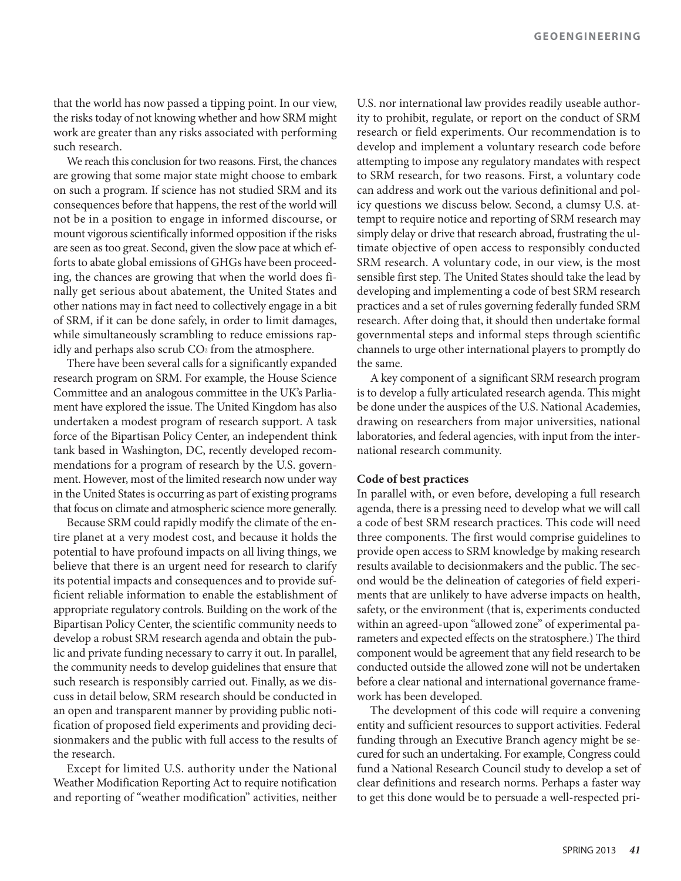that the world has now passed a tipping point. In our view, the risks today of not knowing whether and how SRM might work are greater than any risks associated with performing such research.

We reach this conclusion for two reasons. First, the chances are growing that some major state might choose to embark on such a program. If science has not studied SRM and its consequences before that happens, the rest of the world will not be in a position to engage in informed discourse, or mount vigorous scientifically informed opposition if the risks are seen as too great. Second, given the slow pace at which efforts to abate global emissions of GHGs have been proceeding, the chances are growing that when the world does finally get serious about abatement, the United States and other nations may in fact need to collectively engage in a bit of SRM, if it can be done safely, in order to limit damages, while simultaneously scrambling to reduce emissions rapidly and perhaps also scrub $CO_2$ from the atmosphere.

There have been several calls for a significantly expanded research program on SRM. For example, the House Science Committee and an analogous committee in the UK's Parliament have explored the issue. The United Kingdom has also undertaken a modest program of research support. A task force of the Bipartisan Policy Center, an independent think tank based in Washington, DC, recently developed recommendations for a program of research by the U.S. government. However, most of the limited research now under way in the United States is occurring as part of existing programs that focus on climate and atmospheric science more generally.

Because SRM could rapidly modify the climate of the entire planet at a very modest cost, and because it holds the potential to have profound impacts on all living things, we believe that there is an urgent need for research to clarify its potential impacts and consequences and to provide sufficient reliable information to enable the establishment of appropriate regulatory controls. Building on the work of the Bipartisan Policy Center, the scientific community needs to develop a robust SRM research agenda and obtain the public and private funding necessary to carry it out. In parallel, the community needs to develop guidelines that ensure that such research is responsibly carried out. Finally, as we discuss in detail below, SRM research should be conducted in an open and transparent manner by providing public notification of proposed field experiments and providing decisionmakers and the public with full access to the results of the research.

Except for limited U.S. authority under the National Weather Modification Reporting Act to require notification and reporting of "weather modification" activities, neither U.S. nor international law provides readily useable authority to prohibit, regulate, or report on the conduct of SRM research or field experiments. Our recommendation is to develop and implement a voluntary research code before attempting to impose any regulatory mandates with respect to SRM research, for two reasons. First, a voluntary code can address and work out the various definitional and policy questions we discuss below. Second, a clumsy U.S. attempt to require notice and reporting of SRM research may simply delay or drive that research abroad, frustrating the ultimate objective of open access to responsibly conducted SRM research. A voluntary code, in our view, is the most sensible first step. The United States should take the lead by developing and implementing a code of best SRM research practices and a set of rules governing federally funded SRM research. After doing that, it should then undertake formal governmental steps and informal steps through scientific channels to urge other international players to promptly do the same.

A key component of a significant SRM research program is to develop a fully articulated research agenda. This might be done under the auspices of the U.S. National Academies, drawing on researchers from major universities, national laboratories, and federal agencies, with input from the international research community.

**Code of best practices**

In parallel with, or even before, developing a full research agenda, there is a pressing need to develop what we will call a code of best SRM research practices. This code will need three components. The first would comprise guidelines to provide open access to SRM knowledge by making research results available to decisionmakers and the public. The second would be the delineation of categories of field experiments that are unlikely to have adverse impacts on health, safety, or the environment (that is, experiments conducted within an agreed-upon "allowed zone" of experimental parameters and expected effects on the stratosphere.) The third component would be agreement that any field research to be conducted outside the allowed zone will not be undertaken before a clear national and international governance framework has been developed.

The development of this code will require a convening entity and sufficient resources to support activities. Federal funding through an Executive Branch agency might be secured for such an undertaking. For example, Congress could fund a National Research Council study to develop a set of clear definitions and research norms. Perhaps a faster way to get this done would be to persuade a well-respected pri-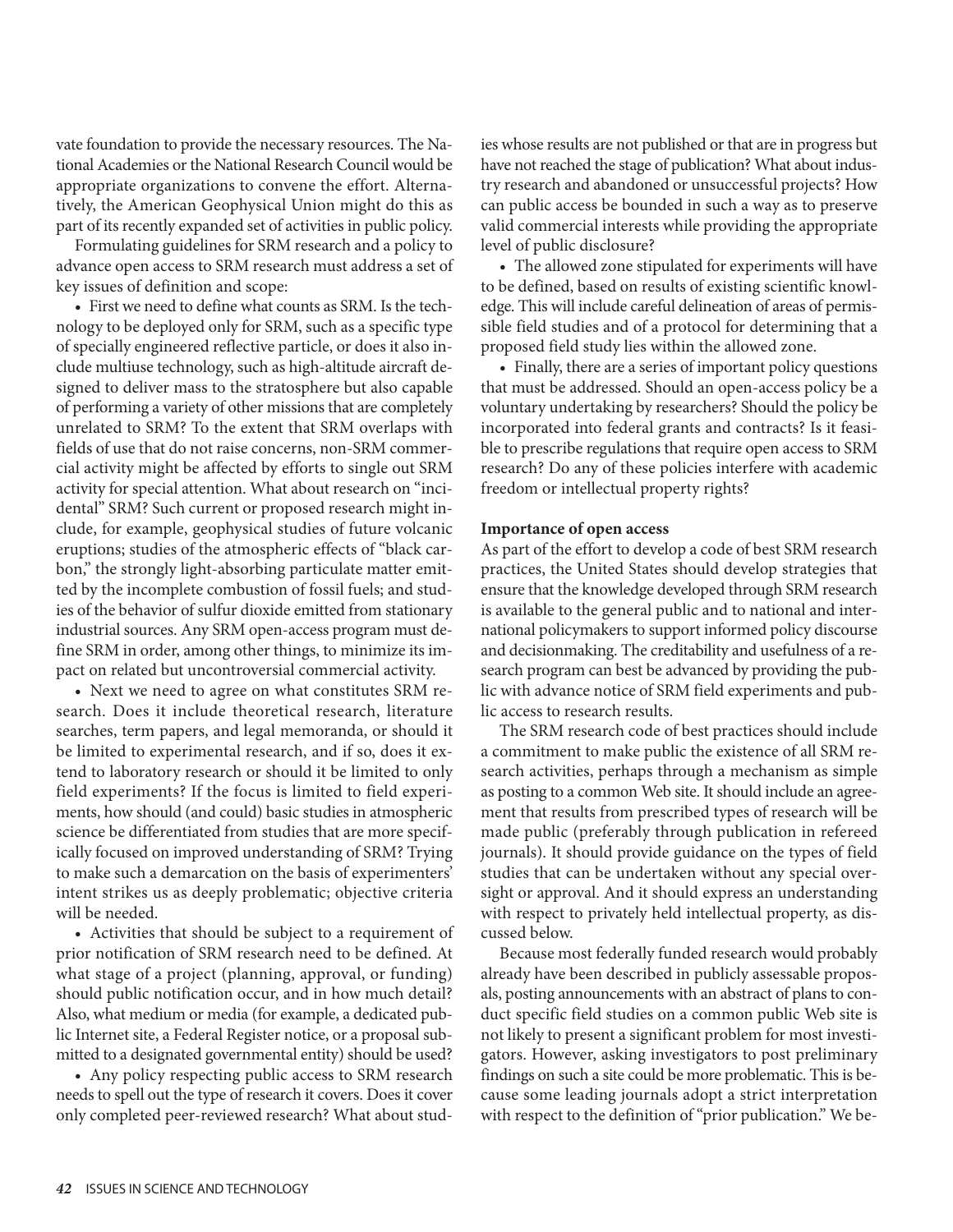vate foundation to provide the necessary resources. The National Academies or the National Research Council would be appropriate organizations to convene the effort. Alternatively, the American Geophysical Union might do this as part of its recently expanded set of activities in public policy.

Formulating guidelines for SRM research and a policy to advance open access to SRM research must address a set of key issues of definition and scope:

• First we need to define what counts as SRM. Is the technology to be deployed only for SRM, such as a specific type of specially engineered reflective particle, or does it also include multiuse technology, such as high-altitude aircraft designed to deliver mass to the stratosphere but also capable of performing a variety of other missions that are completely unrelated to SRM? To the extent that SRM overlaps with fields of use that do not raise concerns, non-SRM commercial activity might be affected by efforts to single out SRM activity for special attention. What about research on "incidental" SRM? Such current or proposed research might include, for example, geophysical studies of future volcanic eruptions; studies of the atmospheric effects of "black carbon," the strongly light-absorbing particulate matter emitted by the incomplete combustion of fossil fuels; and studies of the behavior of sulfur dioxide emitted from stationary industrial sources. Any SRM open-access program must define SRM in order, among other things, to minimize its impact on related but uncontroversial commercial activity.

• Next we need to agree on what constitutes SRM research. Does it include theoretical research, literature searches, term papers, and legal memoranda, or should it be limited to experimental research, and if so, does it extend to laboratory research or should it be limited to only field experiments? If the focus is limited to field experiments, how should (and could) basic studies in atmospheric science be differentiated from studies that are more specifically focused on improved understanding of SRM? Trying to make such a demarcation on the basis of experimenters' intent strikes us as deeply problematic; objective criteria will be needed.

• Activities that should be subject to a requirement of prior notification of SRM research need to be defined. At what stage of a project (planning, approval, or funding) should public notification occur, and in how much detail? Also, what medium or media (for example, a dedicated public Internet site, a Federal Register notice, or a proposal submitted to a designated governmental entity) should be used?

• Any policy respecting public access to SRM research needs to spell out the type of research it covers. Does it cover only completed peer-reviewed research? What about studies whose results are not published or that are in progress but have not reached the stage of publication? What about industry research and abandoned or unsuccessful projects? How can public access be bounded in such a way as to preserve valid commercial interests while providing the appropriate level of public disclosure?

• The allowed zone stipulated for experiments will have to be defined, based on results of existing scientific knowledge. This will include careful delineation of areas of permissible field studies and of a protocol for determining that a proposed field study lies within the allowed zone.

• Finally, there are a series of important policy questions that must be addressed. Should an open-access policy be a voluntary undertaking by researchers? Should the policy be incorporated into federal grants and contracts? Is it feasible to prescribe regulations that require open access to SRM research? Do any of these policies interfere with academic freedom or intellectual property rights?

**Importance of open access**

As part of the effort to develop a code of best SRM research practices, the United States should develop strategies that ensure that the knowledge developed through SRM research is available to the general public and to national and international policymakers to support informed policy discourse and decisionmaking. The creditability and usefulness of a research program can best be advanced by providing the public with advance notice of SRM field experiments and public access to research results.

The SRM research code of best practices should include a commitment to make public the existence of all SRM research activities, perhaps through a mechanism as simple as posting to a common Web site. It should include an agreement that results from prescribed types of research will be made public (preferably through publication in refereed journals). It should provide guidance on the types of field studies that can be undertaken without any special oversight or approval. And it should express an understanding with respect to privately held intellectual property, as discussed below.

Because most federally funded research would probably already have been described in publicly assessable proposals, posting announcements with an abstract of plans to conduct specific field studies on a common public Web site is not likely to present a significant problem for most investigators. However, asking investigators to post preliminary findings on such a site could be more problematic. This is because some leading journals adopt a strict interpretation with respect to the definition of "prior publication." We be-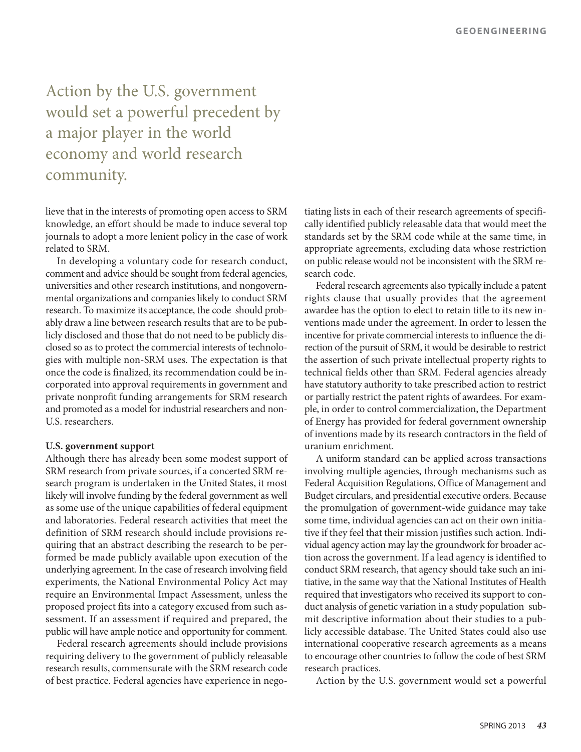Action by the U.S. government would set a powerful precedent by a major player in the world economy and world research community.

lieve that in the interests of promoting open access to SRM knowledge, an effort should be made to induce several top journals to adopt a more lenient policy in the case of work related to SRM.

In developing a voluntary code for research conduct, comment and advice should be sought from federal agencies, universities and other research institutions, and nongovernmental organizations and companies likely to conduct SRM research. To maximize its acceptance, the code should probably draw a line between research results that are to be publicly disclosed and those that do not need to be publicly disclosed so as to protect the commercial interests of technologies with multiple non-SRM uses. The expectation is that once the code is finalized, its recommendation could be incorporated into approval requirements in government and private nonprofit funding arrangements for SRM research and promoted as a model for industrial researchers and non-U.S. researchers.

**U.S. government support**

Although there has already been some modest support of SRM research from private sources, if a concerted SRM research program is undertaken in the United States, it most likely will involve funding by the federal government as well as some use of the unique capabilities of federal equipment and laboratories. Federal research activities that meet the definition of SRM research should include provisions requiring that an abstract describing the research to be performed be made publicly available upon execution of the underlying agreement. In the case of research involving field experiments, the National Environmental Policy Act may require an Environmental Impact Assessment, unless the proposed project fits into a category excused from such assessment. If an assessment if required and prepared, the public will have ample notice and opportunity for comment.

Federal research agreements should include provisions requiring delivery to the government of publicly releasable research results, commensurate with the SRM research code of best practice. Federal agencies have experience in negotiating lists in each of their research agreements of specifically identified publicly releasable data that would meet the standards set by the SRM code while at the same time, in appropriate agreements, excluding data whose restriction on public release would not be inconsistent with the SRM research code.

Federal research agreements also typically include a patent rights clause that usually provides that the agreement awardee has the option to elect to retain title to its new inventions made under the agreement. In order to lessen the incentive for private commercial interests to influence the direction of the pursuit of SRM, it would be desirable to restrict the assertion of such private intellectual property rights to technical fields other than SRM. Federal agencies already have statutory authority to take prescribed action to restrict or partially restrict the patent rights of awardees. For example, in order to control commercialization, the Department of Energy has provided for federal government ownership of inventions made by its research contractors in the field of uranium enrichment.

A uniform standard can be applied across transactions involving multiple agencies, through mechanisms such as Federal Acquisition Regulations, Office of Management and Budget circulars, and presidential executive orders. Because the promulgation of government-wide guidance may take some time, individual agencies can act on their own initiative if they feel that their mission justifies such action. Individual agency action may lay the groundwork for broader action across the government. If a lead agency is identified to conduct SRM research, that agency should take such an initiative, in the same way that the National Institutes of Health required that investigators who received its support to conduct analysis of genetic variation in a study population submit descriptive information about their studies to a publicly accessible database. The United States could also use international cooperative research agreements as a means to encourage other countries to follow the code of best SRM research practices.

Action by the U.S. government would set a powerful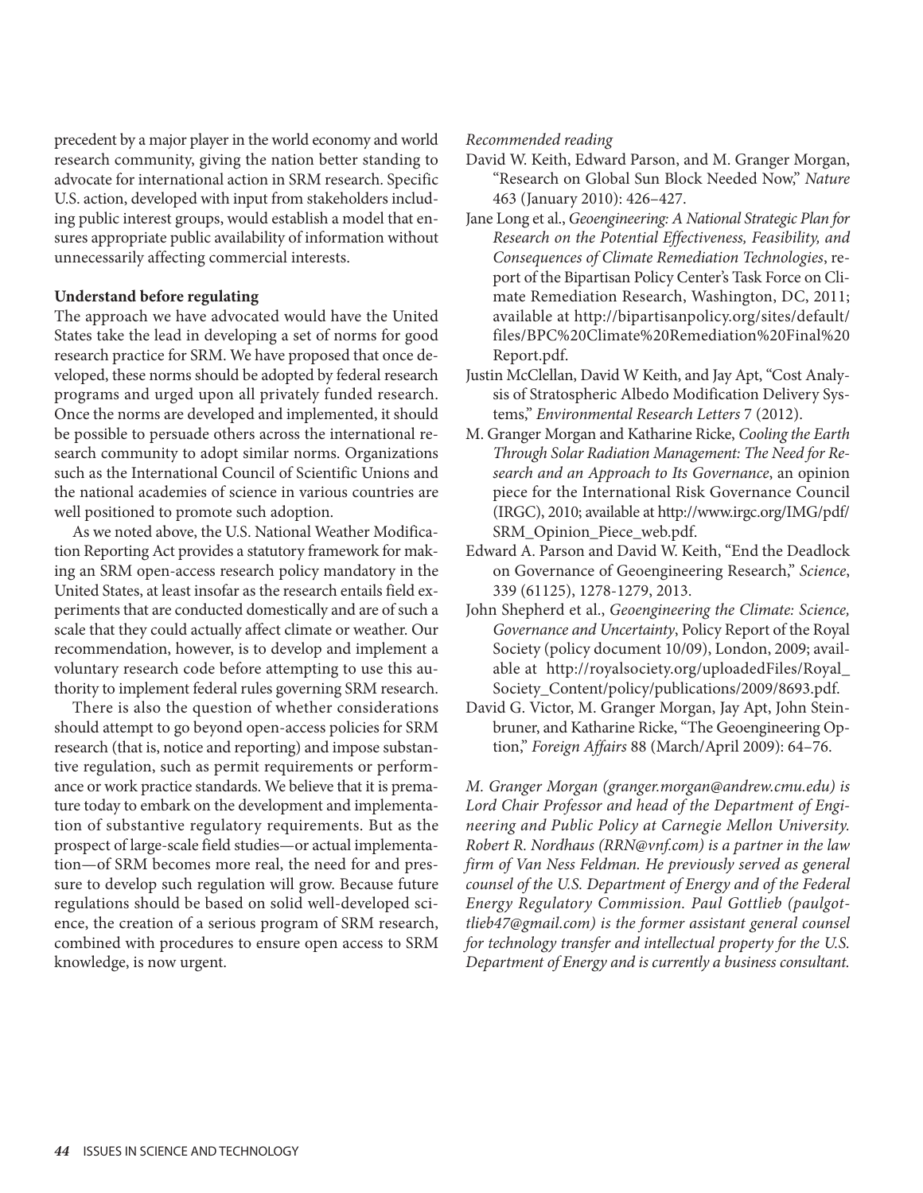precedent by a major player in the world economy and world research community, giving the nation better standing to advocate for international action in SRM research. Specific U.S. action, developed with input from stakeholders including public interest groups, would establish a model that ensures appropriate public availability of information without unnecessarily affecting commercial interests.

**Understand before regulating**

The approach we have advocated would have the United States take the lead in developing a set of norms for good research practice for SRM. We have proposed that once developed, these norms should be adopted by federal research programs and urged upon all privately funded research. Once the norms are developed and implemented, it should be possible to persuade others across the international research community to adopt similar norms. Organizations such as the International Council of Scientific Unions and the national academies of science in various countries are well positioned to promote such adoption.

As we noted above, the U.S. National Weather Modification Reporting Act provides a statutory framework for making an SRM open-access research policy mandatory in the United States, at least insofar as the research entails field experiments that are conducted domestically and are of such a scale that they could actually affect climate or weather. Our recommendation, however, is to develop and implement a voluntary research code before attempting to use this authority to implement federal rules governing SRM research.

There is also the question of whether considerations should attempt to go beyond open-access policies for SRM research (that is, notice and reporting) and impose substantive regulation, such as permit requirements or performance or work practice standards. We believe that it is premature today to embark on the development and implementation of substantive regulatory requirements. But as the prospect of large-scale field studies—or actual implementation—of SRM becomes more real, the need for and pressure to develop such regulation will grow. Because future regulations should be based on solid well-developed science, the creation of a serious program of SRM research, combined with procedures to ensure open access to SRM knowledge, is now urgent.

*Recommended reading*

David W. Keith, Edward Parson, and M. Granger Morgan, "Research on Global Sun Block Needed Now," *Nature* 463 (January 2010): 426–427.

Jane Long et al., *Geoengineering: A National Strategic Plan for Research on the Potential Effectiveness, Feasibility, and Consequences of Climate Remediation Technologies*, report of the Bipartisan Policy Center's Task Force on Climate Remediation Research, Washington, DC, 2011; available at http://bipartisanpolicy.org/sites/default/files/BPC%20Climate%20Remediation%20Final%20Report.pdf.

Justin McClellan, David W Keith, and Jay Apt, "Cost Analysis of Stratospheric Albedo Modification Delivery Systems," *Environmental Research Letters* 7 (2012).

M. Granger Morgan and Katharine Ricke, *Cooling the Earth Through Solar Radiation Management: The Need for Research and an Approach to Its Governance*, an opinion piece for the International Risk Governance Council (IRGC), 2010; available at http://www.irgc.org/IMG/pdf/SRM_Opinion_Piece_web.pdf.

Edward A. Parson and David W. Keith, "End the Deadlock on Governance of Geoengineering Research," *Science*, 339 (61125), 1278-1279, 2013.

John Shepherd et al., *Geoengineering the Climate: Science, Governance and Uncertainty*, Policy Report of the Royal Society (policy document 10/09), London, 2009; available at http://royalsociety.org/uploadedFiles/Royal_Society_Content/policy/publications/2009/8693.pdf.

David G. Victor, M. Granger Morgan, Jay Apt, John Steinbruner, and Katharine Ricke, "The Geoengineering Option," *Foreign Affairs* 88 (March/April 2009): 64–76.

*M. Granger Morgan (granger.morgan@andrew.cmu.edu) is Lord Chair Professor and head of the Department of Engineering and Public Policy at Carnegie Mellon University. Robert R. Nordhaus (RRN@vnf.com) is a partner in the law firm of Van Ness Feldman. He previously served as general counsel of the U.S. Department of Energy and of the Federal Energy Regulatory Commission. Paul Gottlieb (paulgottlieb47@gmail.com) is the former assistant general counsel for technology transfer and intellectual property for the U.S. Department of Energy and is currently a business consultant.*